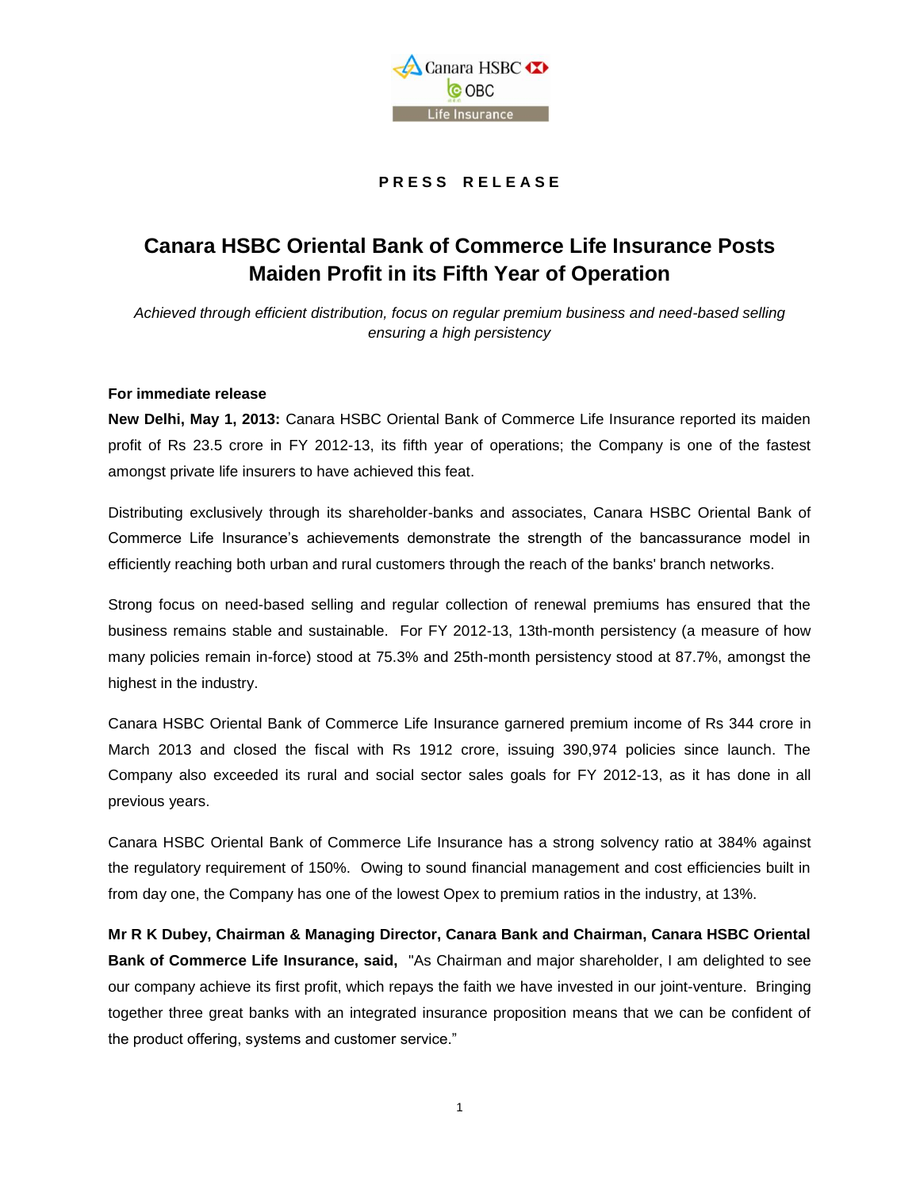**PRESS RELEASE**

# Canara HSBC Oriental Bank of Commerce Life Insurance Posts Maiden Profit in its Fifth Year of Operation

*Achieved through efficient distribution, focus on regular premium business and need-based selling ensuring a high persistency*

**For immediate release**

**New Delhi, May 1, 2013:** Canara HSBC Oriental Bank of Commerce Life Insurance reported its maiden profit of Rs 23.5 crore in FY 2012-13, its fifth year of operations; the Company is one of the fastest amongst private life insurers to have achieved this feat.

Distributing exclusively through its shareholder-banks and associates, Canara HSBC Oriental Bank of Commerce Life Insurance's achievements demonstrate the strength of the bancassurance model in efficiently reaching both urban and rural customers through the reach of the banks' branch networks.

Strong focus on need-based selling and regular collection of renewal premiums has ensured that the business remains stable and sustainable. For FY 2012-13, 13th-month persistency (a measure of how many policies remain in-force) stood at 75.3% and 25th-month persistency stood at 87.7%, amongst the highest in the industry.

Canara HSBC Oriental Bank of Commerce Life Insurance garnered premium income of Rs 344 crore in March 2013 and closed the fiscal with Rs 1912 crore, issuing 390,974 policies since launch. The Company also exceeded its rural and social sector sales goals for FY 2012-13, as it has done in all previous years.

Canara HSBC Oriental Bank of Commerce Life Insurance has a strong solvency ratio at 384% against the regulatory requirement of 150%. Owing to sound financial management and cost efficiencies built in from day one, the Company has one of the lowest Opex to premium ratios in the industry, at 13%.

**Mr R K Dubey, Chairman & Managing Director, Canara Bank and Chairman, Canara HSBC Oriental Bank of Commerce Life Insurance, said,** "As Chairman and major shareholder, I am delighted to see our company achieve its first profit, which repays the faith we have invested in our joint-venture. Bringing together three great banks with an integrated insurance proposition means that we can be confident of the product offering, systems and customer service."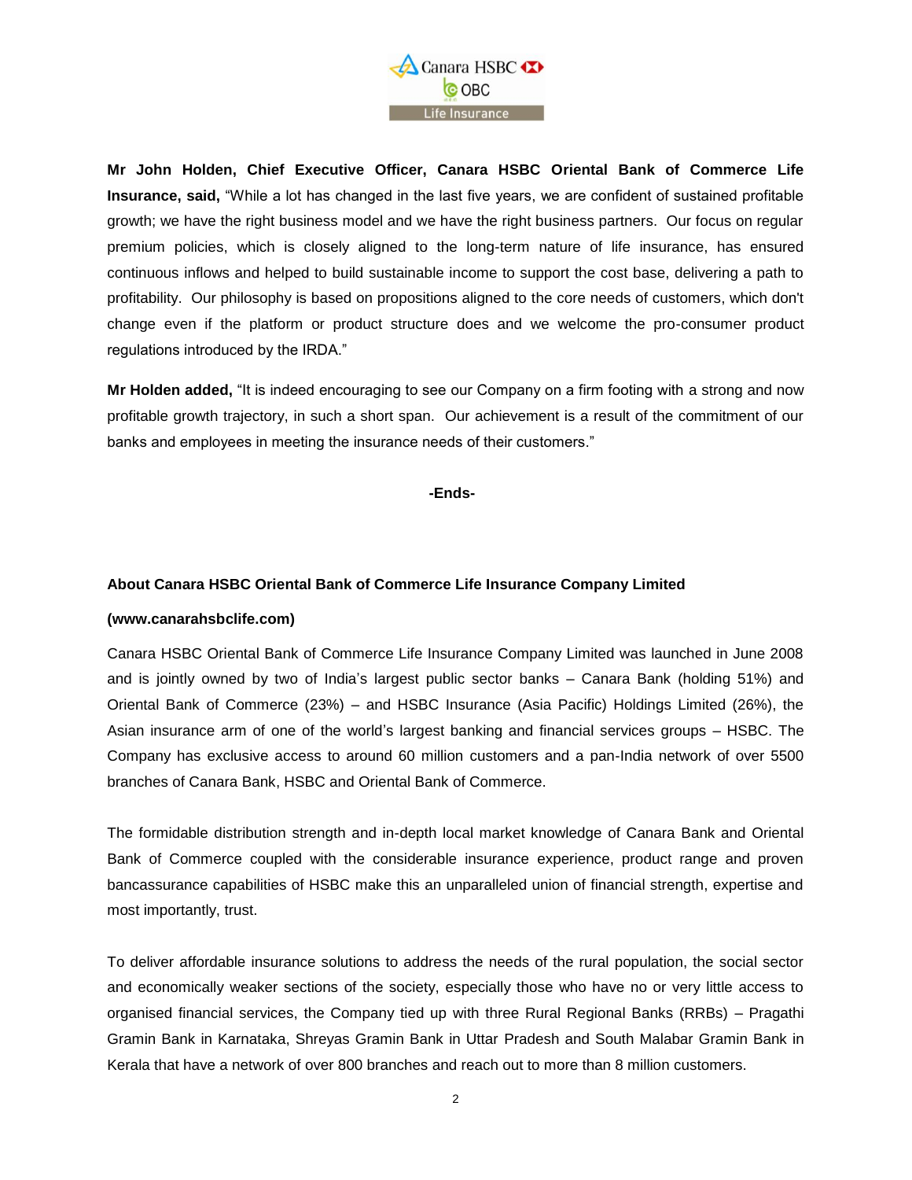**Mr John Holden, Chief Executive Officer, Canara HSBC Oriental Bank of Commerce Life Insurance, said,** "While a lot has changed in the last five years, we are confident of sustained profitable growth; we have the right business model and we have the right business partners. Our focus on regular premium policies, which is closely aligned to the long-term nature of life insurance, has ensured continuous inflows and helped to build sustainable income to support the cost base, delivering a path to profitability. Our philosophy is based on propositions aligned to the core needs of customers, which don't change even if the platform or product structure does and we welcome the pro-consumer product regulations introduced by the IRDA."

**Mr Holden added,** "It is indeed encouraging to see our Company on a firm footing with a strong and now profitable growth trajectory, in such a short span. Our achievement is a result of the commitment of our banks and employees in meeting the insurance needs of their customers."

**-Ends-**

**About Canara HSBC Oriental Bank of Commerce Life Insurance Company Limited**

**(www.canarahsbclife.com)**

Canara HSBC Oriental Bank of Commerce Life Insurance Company Limited was launched in June 2008 and is jointly owned by two of India's largest public sector banks – Canara Bank (holding 51%) and Oriental Bank of Commerce (23%) – and HSBC Insurance (Asia Pacific) Holdings Limited (26%), the Asian insurance arm of one of the world's largest banking and financial services groups – HSBC. The Company has exclusive access to around 60 million customers and a pan-India network of over 5500 branches of Canara Bank, HSBC and Oriental Bank of Commerce.

The formidable distribution strength and in-depth local market knowledge of Canara Bank and Oriental Bank of Commerce coupled with the considerable insurance experience, product range and proven bancassurance capabilities of HSBC make this an unparalleled union of financial strength, expertise and most importantly, trust.

To deliver affordable insurance solutions to address the needs of the rural population, the social sector and economically weaker sections of the society, especially those who have no or very little access to organised financial services, the Company tied up with three Rural Regional Banks (RRBs) – Pragathi Gramin Bank in Karnataka, Shreyas Gramin Bank in Uttar Pradesh and South Malabar Gramin Bank in Kerala that have a network of over 800 branches and reach out to more than 8 million customers.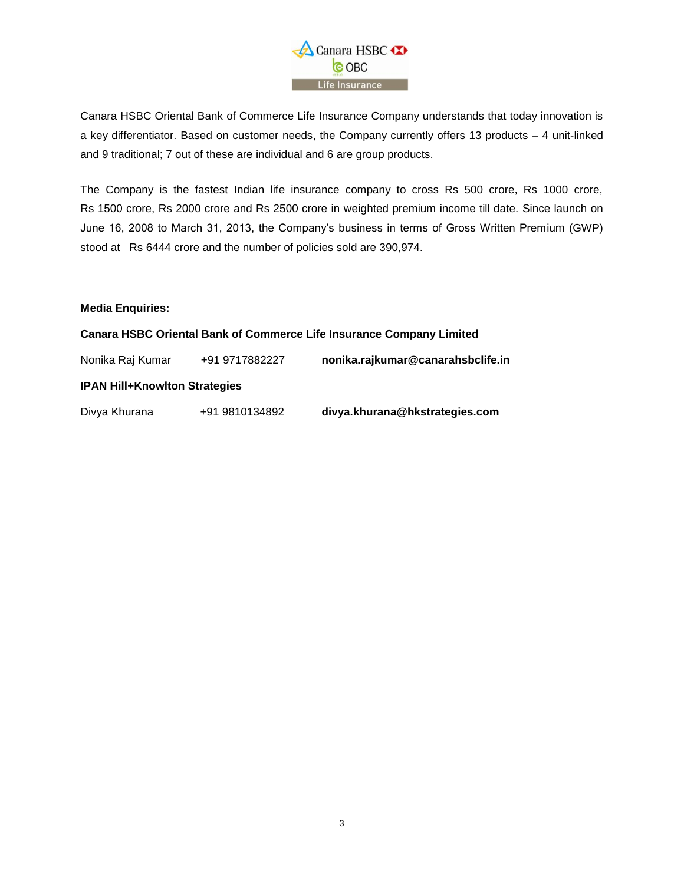Canara HSBC Oriental Bank of Commerce Life Insurance Company understands that today innovation is a key differentiator. Based on customer needs, the Company currently offers 13 products – 4 unit-linked and 9 traditional; 7 out of these are individual and 6 are group products.

The Company is the fastest Indian life insurance company to cross Rs 500 crore, Rs 1000 crore, Rs 1500 crore, Rs 2000 crore and Rs 2500 crore in weighted premium income till date. Since launch on June 16, 2008 to March 31, 2013, the Company's business in terms of Gross Written Premium (GWP) stood at Rs 6444 crore and the number of policies sold are 390,974.

**Media Enquiries:**

**Canara HSBC Oriental Bank of Commerce Life Insurance Company Limited**

Nonika Raj Kumar    +91 9717882227    **nonika.rajkumar@canarahsbclife.in**

**IPAN Hill+Knowlton Strategies**

Divya Khurana    +91 9810134892    **divya.khurana@hkstrategies.com**